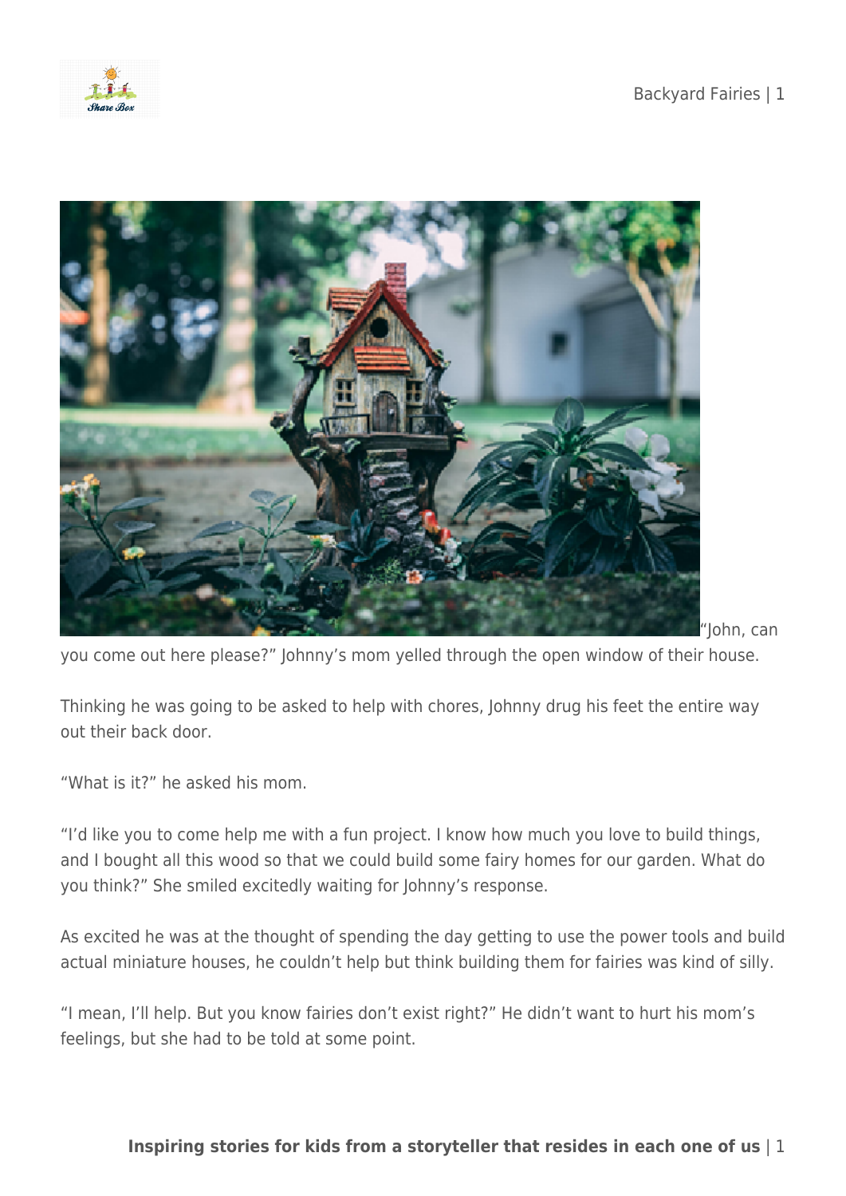"John, can you come out here please?" Johnny's mom yelled through the open window of their house.

Thinking he was going to be asked to help with chores, Johnny drug his feet the entire way out their back door.

"What is it?" he asked his mom.

"I'd like you to come help me with a fun project. I know how much you love to build things, and I bought all this wood so that we could build some fairy homes for our garden. What do you think?" She smiled excitedly waiting for Johnny's response.

As excited he was at the thought of spending the day getting to use the power tools and build actual miniature houses, he couldn't help but think building them for fairies was kind of silly.

"I mean, I'll help. But you know fairies don't exist right?" He didn't want to hurt his mom's feelings, but she had to be told at some point.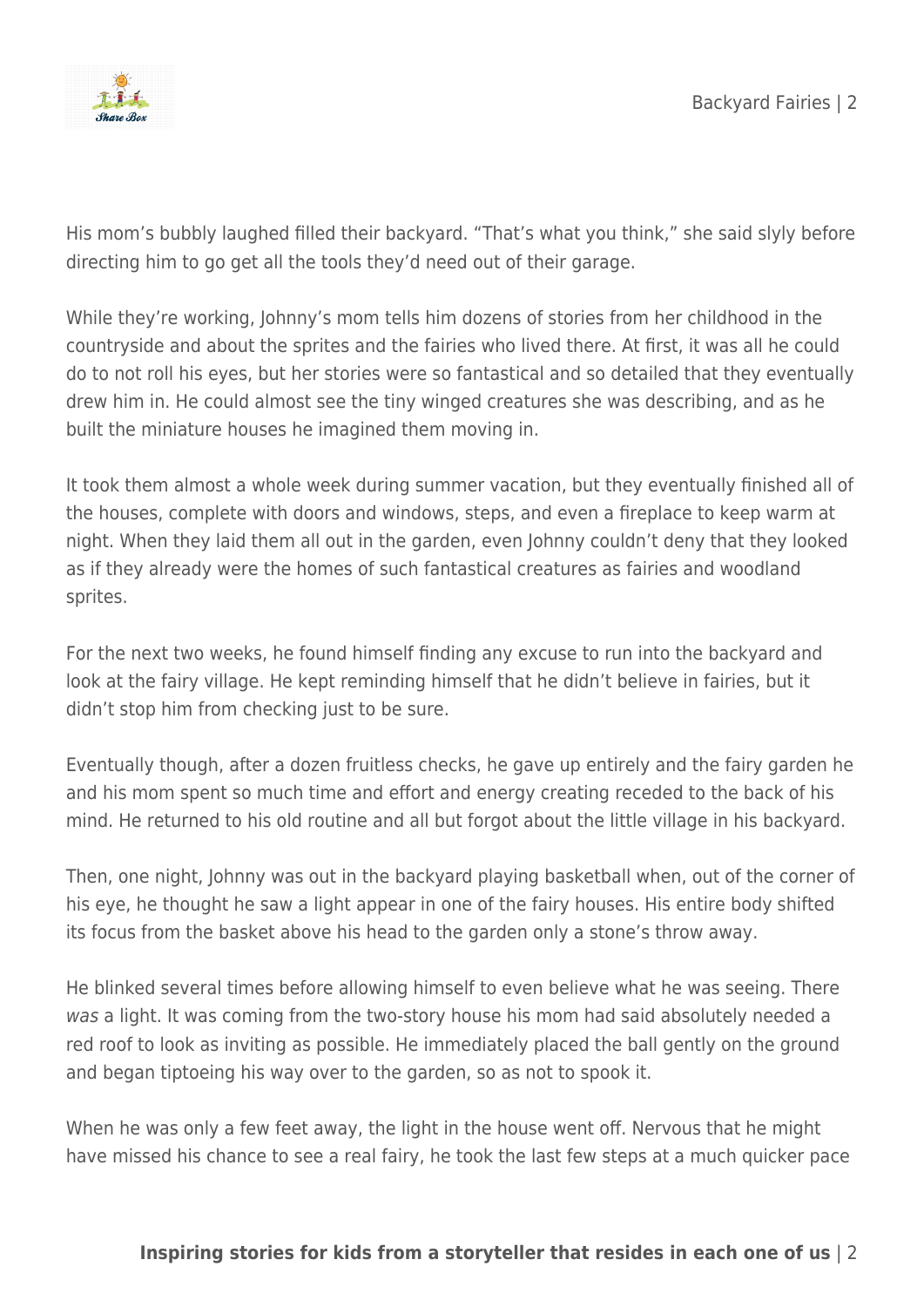His mom's bubbly laughed filled their backyard. "That's what you think," she said slyly before directing him to go get all the tools they'd need out of their garage.

While they're working, Johnny's mom tells him dozens of stories from her childhood in the countryside and about the sprites and the fairies who lived there. At first, it was all he could do to not roll his eyes, but her stories were so fantastical and so detailed that they eventually drew him in. He could almost see the tiny winged creatures she was describing, and as he built the miniature houses he imagined them moving in.

It took them almost a whole week during summer vacation, but they eventually finished all of the houses, complete with doors and windows, steps, and even a fireplace to keep warm at night. When they laid them all out in the garden, even Johnny couldn't deny that they looked as if they already were the homes of such fantastical creatures as fairies and woodland sprites.

For the next two weeks, he found himself finding any excuse to run into the backyard and look at the fairy village. He kept reminding himself that he didn't believe in fairies, but it didn't stop him from checking just to be sure.

Eventually though, after a dozen fruitless checks, he gave up entirely and the fairy garden he and his mom spent so much time and effort and energy creating receded to the back of his mind. He returned to his old routine and all but forgot about the little village in his backyard.

Then, one night, Johnny was out in the backyard playing basketball when, out of the corner of his eye, he thought he saw a light appear in one of the fairy houses. His entire body shifted its focus from the basket above his head to the garden only a stone's throw away.

He blinked several times before allowing himself to even believe what he was seeing. There *was* a light. It was coming from the two-story house his mom had said absolutely needed a red roof to look as inviting as possible. He immediately placed the ball gently on the ground and began tiptoeing his way over to the garden, so as not to spook it.

When he was only a few feet away, the light in the house went off. Nervous that he might have missed his chance to see a real fairy, he took the last few steps at a much quicker pace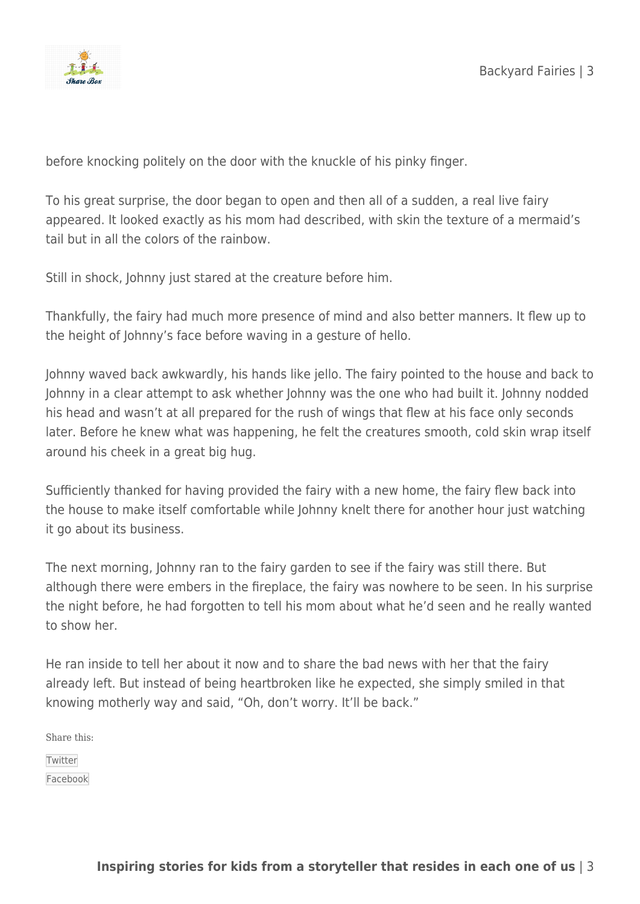before knocking politely on the door with the knuckle of his pinky finger.

To his great surprise, the door began to open and then all of a sudden, a real live fairy appeared. It looked exactly as his mom had described, with skin the texture of a mermaid's tail but in all the colors of the rainbow.

Still in shock, Johnny just stared at the creature before him.

Thankfully, the fairy had much more presence of mind and also better manners. It flew up to the height of Johnny's face before waving in a gesture of hello.

Johnny waved back awkwardly, his hands like jello. The fairy pointed to the house and back to Johnny in a clear attempt to ask whether Johnny was the one who had built it. Johnny nodded his head and wasn't at all prepared for the rush of wings that flew at his face only seconds later. Before he knew what was happening, he felt the creatures smooth, cold skin wrap itself around his cheek in a great big hug.

Sufficiently thanked for having provided the fairy with a new home, the fairy flew back into the house to make itself comfortable while Johnny knelt there for another hour just watching it go about its business.

The next morning, Johnny ran to the fairy garden to see if the fairy was still there. But although there were embers in the fireplace, the fairy was nowhere to be seen. In his surprise the night before, he had forgotten to tell his mom about what he'd seen and he really wanted to show her.

He ran inside to tell her about it now and to share the bad news with her that the fairy already left. But instead of being heartbroken like he expected, she simply smiled in that knowing motherly way and said, "Oh, don't worry. It'll be back."

Share this:

Twitter

Facebook